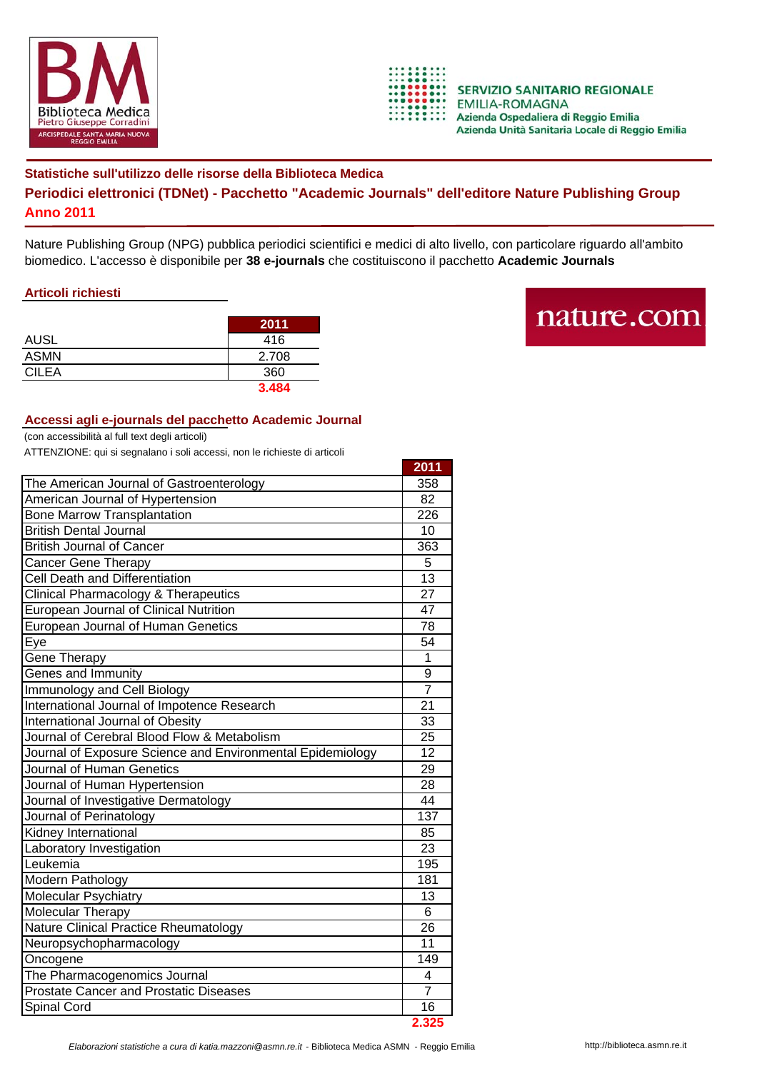Biblioteca Medica
Pietro Giuseppe Corradini
ARCISPEDALE SANTA MARIA NUOVA
REGGIO EMILIA

SERVIZIO SANITARIO REGIONALE
EMILIA-ROMAGNA
Azienda Ospedaliera di Reggio Emilia
Azienda Unità Sanitaria Locale di Reggio Emilia

## Statistiche sull'utilizzo delle risorse della Biblioteca Medica

## Periodici elettronici (TDNet) - Pacchetto "Academic Journals" dell'editore Nature Publishing Group

## Anno 2011

Nature Publishing Group (NPG) pubblica periodici scientifici e medici di alto livello, con particolare riguardo all'ambito biomedico. L'accesso è disponibile per **38 e-journals** che costituiscono il pacchetto **Academic Journals**

nature.com

### Articoli richiesti

| | 2011 |
|---|---|
| AUSL | 416 |
| ASMN | 2.708 |
| CILEA | 360 |
| | **3.484** |

### Accessi agli e-journals del pacchetto Academic Journal

(con accessibilità al full text degli articoli)

ATTENZIONE: qui si segnalano i soli accessi, non le richieste di articoli

| | 2011 |
|---|---|
| The American Journal of Gastroenterology | 358 |
| American Journal of Hypertension | 82 |
| Bone Marrow Transplantation | 226 |
| British Dental Journal | 10 |
| British Journal of Cancer | 363 |
| Cancer Gene Therapy | 5 |
| Cell Death and Differentiation | 13 |
| Clinical Pharmacology & Therapeutics | 27 |
| European Journal of Clinical Nutrition | 47 |
| European Journal of Human Genetics | 78 |
| Eye | 54 |
| Gene Therapy | 1 |
| Genes and Immunity | 9 |
| Immunology and Cell Biology | 7 |
| International Journal of Impotence Research | 21 |
| International Journal of Obesity | 33 |
| Journal of Cerebral Blood Flow & Metabolism | 25 |
| Journal of Exposure Science and Environmental Epidemiology | 12 |
| Journal of Human Genetics | 29 |
| Journal of Human Hypertension | 28 |
| Journal of Investigative Dermatology | 44 |
| Journal of Perinatology | 137 |
| Kidney International | 85 |
| Laboratory Investigation | 23 |
| Leukemia | 195 |
| Modern Pathology | 181 |
| Molecular Psychiatry | 13 |
| Molecular Therapy | 6 |
| Nature Clinical Practice Rheumatology | 26 |
| Neuropsychopharmacology | 11 |
| Oncogene | 149 |
| The Pharmacogenomics Journal | 4 |
| Prostate Cancer and Prostatic Diseases | 7 |
| Spinal Cord | 16 |
| | **2.325** |

*Elaborazioni statistiche a cura di katia.mazzoni@asmn.re.it* - Biblioteca Medica ASMN - Reggio Emilia

http://biblioteca.asmn.re.it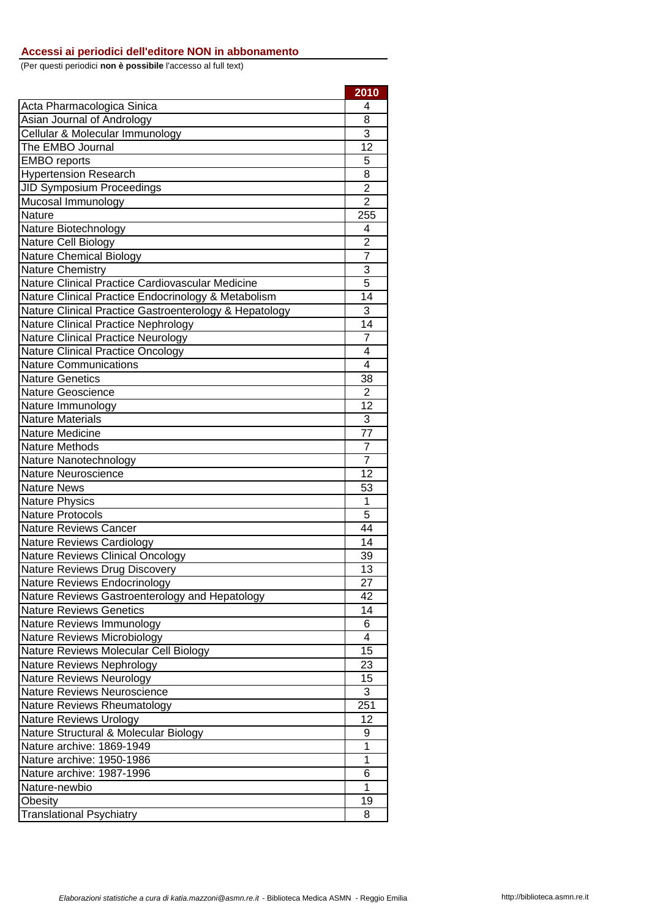## Accessi ai periodici dell'editore NON in abbonamento

(Per questi periodici **non è possibile** l'accesso al full text)

| | 2010 |
|---|---|
| Acta Pharmacologica Sinica | 4 |
| Asian Journal of Andrology | 8 |
| Cellular & Molecular Immunology | 3 |
| The EMBO Journal | 12 |
| EMBO reports | 5 |
| Hypertension Research | 8 |
| JID Symposium Proceedings | 2 |
| Mucosal Immunology | 2 |
| Nature | 255 |
| Nature Biotechnology | 4 |
| Nature Cell Biology | 2 |
| Nature Chemical Biology | 7 |
| Nature Chemistry | 3 |
| Nature Clinical Practice Cardiovascular Medicine | 5 |
| Nature Clinical Practice Endocrinology & Metabolism | 14 |
| Nature Clinical Practice Gastroenterology & Hepatology | 3 |
| Nature Clinical Practice Nephrology | 14 |
| Nature Clinical Practice Neurology | 7 |
| Nature Clinical Practice Oncology | 4 |
| Nature Communications | 4 |
| Nature Genetics | 38 |
| Nature Geoscience | 2 |
| Nature Immunology | 12 |
| Nature Materials | 3 |
| Nature Medicine | 77 |
| Nature Methods | 7 |
| Nature Nanotechnology | 7 |
| Nature Neuroscience | 12 |
| Nature News | 53 |
| Nature Physics | 1 |
| Nature Protocols | 5 |
| Nature Reviews Cancer | 44 |
| Nature Reviews Cardiology | 14 |
| Nature Reviews Clinical Oncology | 39 |
| Nature Reviews Drug Discovery | 13 |
| Nature Reviews Endocrinology | 27 |
| Nature Reviews Gastroenterology and Hepatology | 42 |
| Nature Reviews Genetics | 14 |
| Nature Reviews Immunology | 6 |
| Nature Reviews Microbiology | 4 |
| Nature Reviews Molecular Cell Biology | 15 |
| Nature Reviews Nephrology | 23 |
| Nature Reviews Neurology | 15 |
| Nature Reviews Neuroscience | 3 |
| Nature Reviews Rheumatology | 251 |
| Nature Reviews Urology | 12 |
| Nature Structural & Molecular Biology | 9 |
| Nature archive: 1869-1949 | 1 |
| Nature archive: 1950-1986 | 1 |
| Nature archive: 1987-1996 | 6 |
| Nature-newbio | 1 |
| Obesity | 19 |
| Translational Psychiatry | 8 |